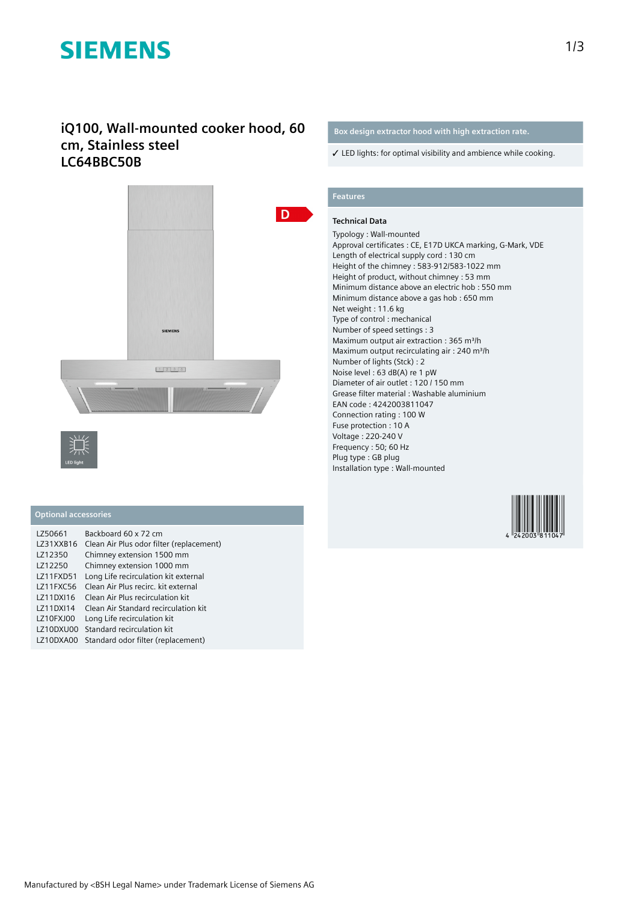SIEMENS

# iQ100, Wall-mounted cooker hood, 60 cm, Stainless steel
# LC64BBC50B

D

LED light

## Box design extractor hood with high extraction rate.

✓ LED lights: for optimal visibility and ambience while cooking.

## Features

### Technical Data

Typology : Wall-mounted
Approval certificates : CE, E17D UKCA marking, G-Mark, VDE
Length of electrical supply cord : 130 cm
Height of the chimney : 583-912/583-1022 mm
Height of product, without chimney : 53 mm
Minimum distance above an electric hob : 550 mm
Minimum distance above a gas hob : 650 mm
Net weight : 11.6 kg
Type of control : mechanical
Number of speed settings : 3
Maximum output air extraction : 365 m³/h
Maximum output recirculating air : 240 m³/h
Number of lights (Stck) : 2
Noise level : 63 dB(A) re 1 pW
Diameter of air outlet : 120 / 150 mm
Grease filter material : Washable aluminium
EAN code : 4242003811047
Connection rating : 100 W
Fuse protection : 10 A
Voltage : 220-240 V
Frequency : 50; 60 Hz
Plug type : GB plug
Installation type : Wall-mounted

4 242003 811047

## Optional accessories

| | |
|---|---|
| LZ50661 | Backboard 60 x 72 cm |
| LZ31XXB16 | Clean Air Plus odor filter (replacement) |
| LZ12350 | Chimney extension 1500 mm |
| LZ12250 | Chimney extension 1000 mm |
| LZ11FXD51 | Long Life recirculation kit external |
| LZ11FXC56 | Clean Air Plus recirc. kit external |
| LZ11DXI16 | Clean Air Plus recirculation kit |
| LZ11DXI14 | Clean Air Standard recirculation kit |
| LZ10FXJ00 | Long Life recirculation kit |
| LZ10DXU00 | Standard recirculation kit |
| LZ10DXA00 | Standard odor filter (replacement) |

Manufactured by <BSH Legal Name> under Trademark License of Siemens AG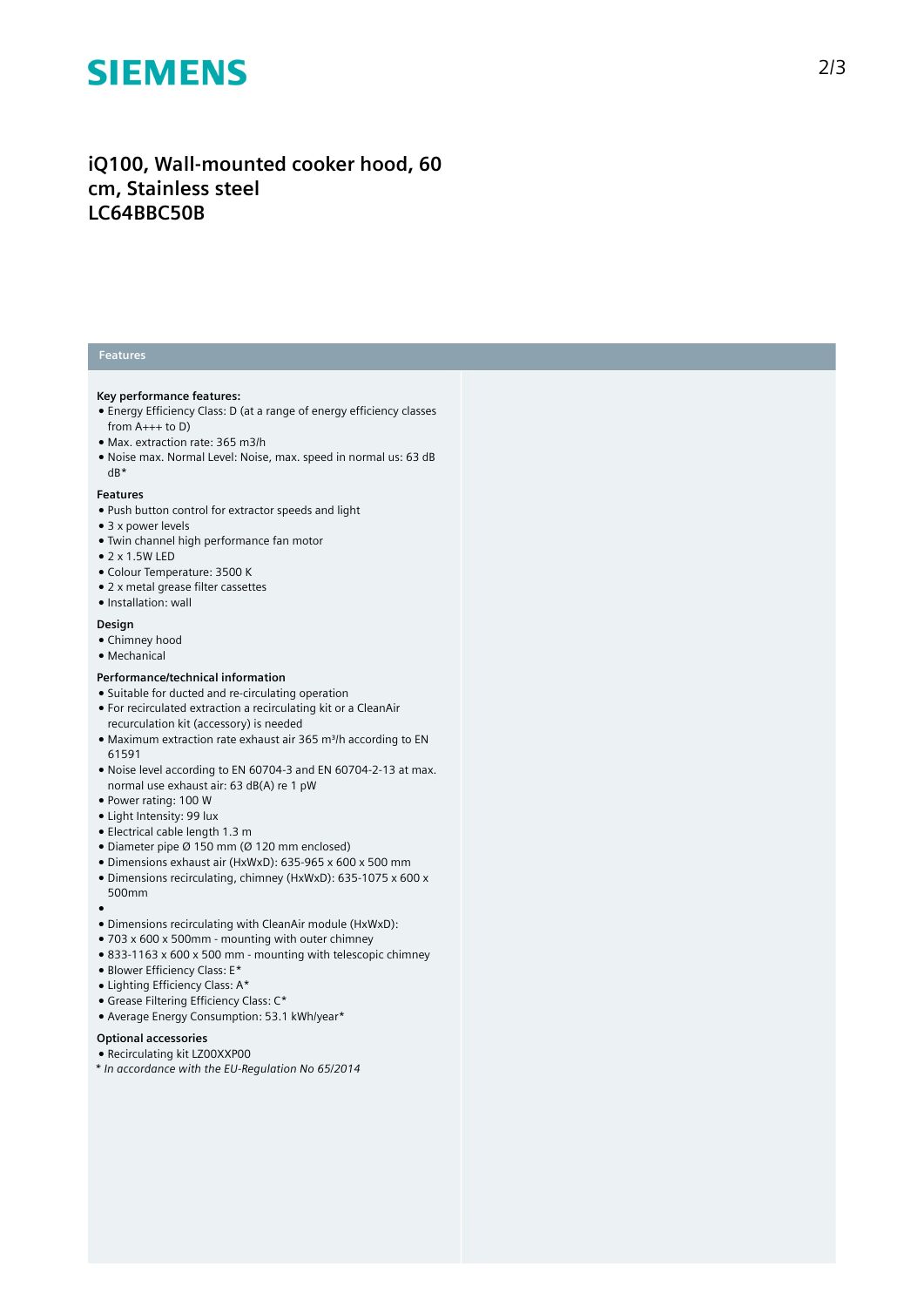# SIEMENS

## iQ100, Wall-mounted cooker hood, 60 cm, Stainless steel LC64BBC50B

### Features

**Key performance features:**
- Energy Efficiency Class: D (at a range of energy efficiency classes from A+++ to D)
- Max. extraction rate: 365 m3/h
- Noise max. Normal Level: Noise, max. speed in normal us: 63 dB dB*

**Features**
- Push button control for extractor speeds and light
- 3 x power levels
- Twin channel high performance fan motor
- 2 x 1.5W LED
- Colour Temperature: 3500 K
- 2 x metal grease filter cassettes
- Installation: wall

**Design**
- Chimney hood
- Mechanical

**Performance/technical information**
- Suitable for ducted and re-circulating operation
- For recirculated extraction a recirculating kit or a CleanAir recurculation kit (accessory) is needed
- Maximum extraction rate exhaust air 365 m³/h according to EN 61591
- Noise level according to EN 60704-3 and EN 60704-2-13 at max. normal use exhaust air: 63 dB(A) re 1 pW
- Power rating: 100 W
- Light Intensity: 99 lux
- Electrical cable length 1.3 m
- Diameter pipe Ø 150 mm (Ø 120 mm enclosed)
- Dimensions exhaust air (HxWxD): 635-965 x 600 x 500 mm
- Dimensions recirculating, chimney (HxWxD): 635-1075 x 600 x 500mm
- 
- Dimensions recirculating with CleanAir module (HxWxD):
- 703 x 600 x 500mm - mounting with outer chimney
- 833-1163 x 600 x 500 mm - mounting with telescopic chimney
- Blower Efficiency Class: E*
- Lighting Efficiency Class: A*
- Grease Filtering Efficiency Class: C*
- Average Energy Consumption: 53.1 kWh/year*

**Optional accessories**
- Recirculating kit LZ00XXP00

*\* In accordance with the EU-Regulation No 65/2014*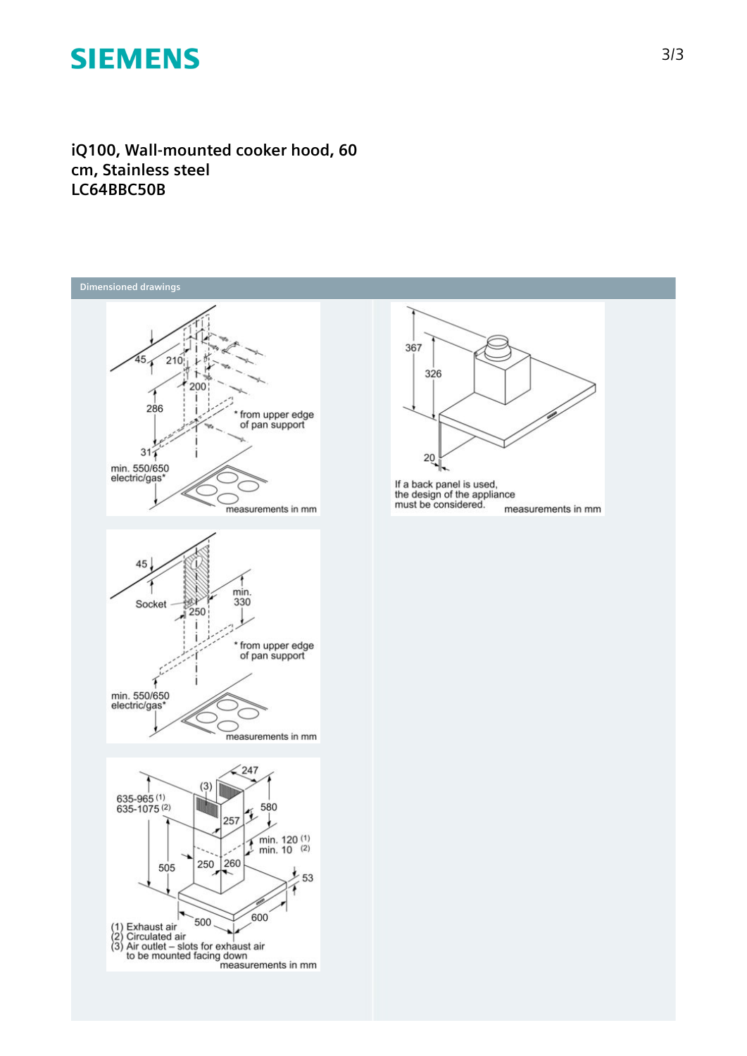# iQ100, Wall-mounted cooker hood, 60 cm, Stainless steel
# LC64BBC50B

## Dimensioned drawings

45
210
200
286
31
\* from upper edge of pan support
min. 550/650 electric/gas*
measurements in mm

45
Socket
250
min. 330
\* from upper edge of pan support
min. 550/650 electric/gas*
measurements in mm

247
(3)
635-965 (1)
635-1075 (2)
580
257
min. 120 (1)
min. 10 (2)
505
250
260
53
500
600
(1) Exhaust air
(2) Circulated air
(3) Air outlet – slots for exhaust air to be mounted facing down
measurements in mm

367
326
20
If a back panel is used, the design of the appliance must be considered.
measurements in mm